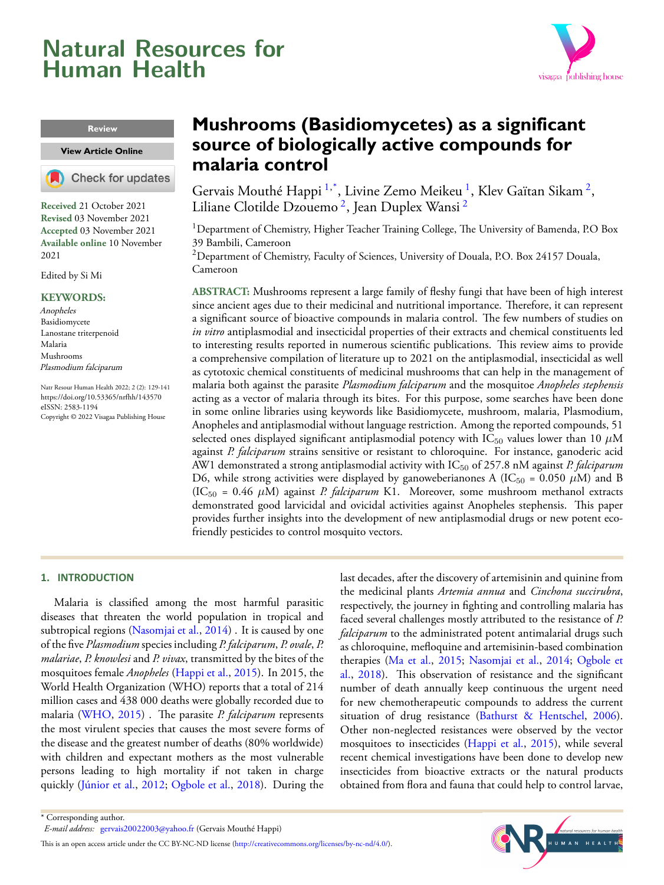# Mushrooms (Basidiomycetes) as a significant source of biologically active compounds for malaria control

Gervais Mouthé Happi [1,*], Livine Zemo Meikeu [1], Klev Gaïtan Sikam [2], Liliane Clotilde Dzouemo [2], Jean Duplex Wansi [2]

[1]Department of Chemistry, Higher Teacher Training College, The University of Bamenda, P.O Box 39 Bambili, Cameroon

[2]Department of Chemistry, Faculty of Sciences, University of Douala, P.O. Box 24157 Douala, Cameroon

Review

**Received** 21 October 2021
**Revised** 03 November 2021
**Accepted** 03 November 2021
**Available online** 10 November 2021

Edited by Si Mi

**KEYWORDS:**
*Anopheles*
Basidiomycete
Lanostane triterpenoid
Malaria
Mushrooms
*Plasmodium falciparum*

Natr Resour Human Health 2022; 2 (2): 129-141
https://doi.org/10.53365/nrfhh/143570
eISSN: 2583-1194
Copyright © 2022 Visagaa Publishing House

**ABSTRACT:** Mushrooms represent a large family of fleshy fungi that have been of high interest since ancient ages due to their medicinal and nutritional importance. Therefore, it can represent a significant source of bioactive compounds in malaria control. The few numbers of studies on *in vitro* antiplasmodial and insecticidal properties of their extracts and chemical constituents led to interesting results reported in numerous scientific publications. This review aims to provide a comprehensive compilation of literature up to 2021 on the antiplasmodial, insecticidal as well as cytotoxic chemical constituents of medicinal mushrooms that can help in the management of malaria both against the parasite *Plasmodium falciparum* and the mosquitoe *Anopheles stephensis* acting as a vector of malaria through its bites. For this purpose, some searches have been done in some online libraries using keywords like Basidiomycete, mushroom, malaria, Plasmodium, Anopheles and antiplasmodial without language restriction. Among the reported compounds, 51 selected ones displayed significant antiplasmodial potency with $IC_{50}$ values lower than 10 $\mu$M against *P. falciparum* strains sensitive or resistant to chloroquine. For instance, ganoderic acid AW1 demonstrated a strong antiplasmodial activity with $IC_{50}$ of 257.8 nM against *P. falciparum* D6, while strong activities were displayed by ganoweberianones A ($IC_{50}$ = 0.050 $\mu$M) and B ($IC_{50}$ = 0.46 $\mu$M) against *P. falciparum* K1. Moreover, some mushroom methanol extracts demonstrated good larvicidal and ovicidal activities against Anopheles stephensis. This paper provides further insights into the development of new antiplasmodial drugs or new potent eco-friendly pesticides to control mosquito vectors.

## 1. INTRODUCTION

Malaria is classified among the most harmful parasitic diseases that threaten the world population in tropical and subtropical regions (Nasomjai et al., 2014) . It is caused by one of the five *Plasmodium* species including *P. falciparum*, *P. ovale*, *P. malariae*, *P. knowlesi* and *P. vivax*, transmitted by the bites of the mosquitoes female *Anopheles* (Happi et al., 2015). In 2015, the World Health Organization (WHO) reports that a total of 214 million cases and 438 000 deaths were globally recorded due to malaria (WHO, 2015) . The parasite *P. falciparum* represents the most virulent species that causes the most severe forms of the disease and the greatest number of deaths (80% worldwide) with children and expectant mothers as the most vulnerable persons leading to high mortality if not taken in charge quickly (Júnior et al., 2012; Ogbole et al., 2018). During the last decades, after the discovery of artemisinin and quinine from the medicinal plants *Artemia annua* and *Cinchona succirubra*, respectively, the journey in fighting and controlling malaria has faced several challenges mostly attributed to the resistance of *P. falciparum* to the administrated potent antimalarial drugs such as chloroquine, mefloquine and artemisinin-based combination therapies (Ma et al., 2015; Nasomjai et al., 2014; Ogbole et al., 2018). This observation of resistance and the significant number of death annually keep continuous the urgent need for new chemotherapeutic compounds to address the current situation of drug resistance (Bathurst & Hentschel, 2006). Other non-neglected resistances were observed by the vector mosquitoes to insecticides (Happi et al., 2015), while several recent chemical investigations have been done to develop new insecticides from bioactive extracts or the natural products obtained from flora and fauna that could help to control larvae,

* Corresponding author.
*E-mail address:* gervais20022003@yahoo.fr (Gervais Mouthé Happi)

This is an open access article under the CC BY-NC-ND license (http://creativecommons.org/licenses/by-nc-nd/4.0/).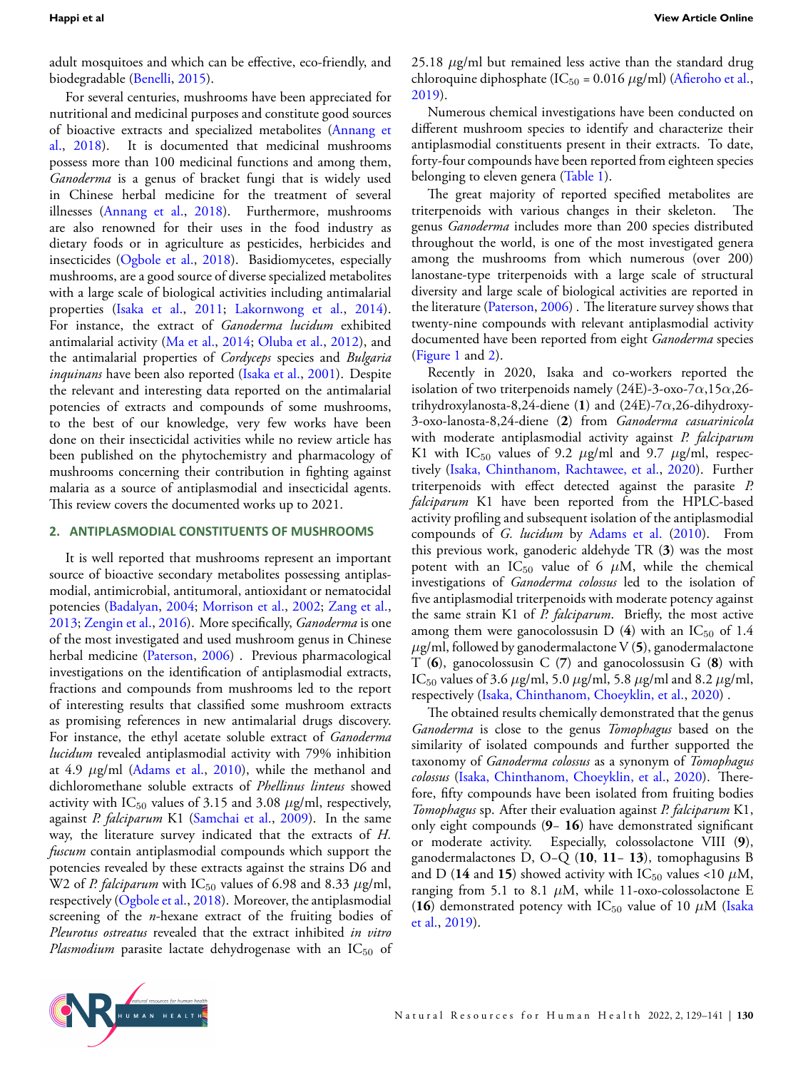adult mosquitoes and which can be effective, eco-friendly, and biodegradable (Benelli, 2015).

For several centuries, mushrooms have been appreciated for nutritional and medicinal purposes and constitute good sources of bioactive extracts and specialized metabolites (Annang et al., 2018). It is documented that medicinal mushrooms possess more than 100 medicinal functions and among them, *Ganoderma* is a genus of bracket fungi that is widely used in Chinese herbal medicine for the treatment of several illnesses (Annang et al., 2018). Furthermore, mushrooms are also renowned for their uses in the food industry as dietary foods or in agriculture as pesticides, herbicides and insecticides (Ogbole et al., 2018). Basidiomycetes, especially mushrooms, are a good source of diverse specialized metabolites with a large scale of biological activities including antimalarial properties (Isaka et al., 2011; Lakornwong et al., 2014). For instance, the extract of *Ganoderma lucidum* exhibited antimalarial activity (Ma et al., 2014; Oluba et al., 2012), and the antimalarial properties of *Cordyceps* species and *Bulgaria inquinans* have been also reported (Isaka et al., 2001). Despite the relevant and interesting data reported on the antimalarial potencies of extracts and compounds of some mushrooms, to the best of our knowledge, very few works have been done on their insecticidal activities while no review article has been published on the phytochemistry and pharmacology of mushrooms concerning their contribution in fighting against malaria as a source of antiplasmodial and insecticidal agents. This review covers the documented works up to 2021.

## 2. ANTIPLASMODIAL CONSTITUENTS OF MUSHROOMS

It is well reported that mushrooms represent an important source of bioactive secondary metabolites possessing antiplasmodial, antimicrobial, antitumoral, antioxidant or nematocidal potencies (Badalyan, 2004; Morrison et al., 2002; Zang et al., 2013; Zengin et al., 2016). More specifically, *Ganoderma* is one of the most investigated and used mushroom genus in Chinese herbal medicine (Paterson, 2006) . Previous pharmacological investigations on the identification of antiplasmodial extracts, fractions and compounds from mushrooms led to the report of interesting results that classified some mushroom extracts as promising references in new antimalarial drugs discovery. For instance, the ethyl acetate soluble extract of *Ganoderma lucidum* revealed antiplasmodial activity with 79% inhibition at 4.9 $\mu$g/ml (Adams et al., 2010), while the methanol and dichloromethane soluble extracts of *Phellinus linteus* showed activity with $IC_{50}$ values of 3.15 and 3.08 $\mu$g/ml, respectively, against *P. falciparum* K1 (Samchai et al., 2009). In the same way, the literature survey indicated that the extracts of *H. fuscum* contain antiplasmodial compounds which support the potencies revealed by these extracts against the strains D6 and W2 of *P. falciparum* with $IC_{50}$ values of 6.98 and 8.33 $\mu$g/ml, respectively (Ogbole et al., 2018). Moreover, the antiplasmodial screening of the *n*-hexane extract of the fruiting bodies of *Pleurotus ostreatus* revealed that the extract inhibited *in vitro* *Plasmodium* parasite lactate dehydrogenase with an $IC_{50}$ of 25.18 $\mu$g/ml but remained less active than the standard drug chloroquine diphosphate ($IC_{50}$ = 0.016 $\mu$g/ml) (Afieroho et al., 2019).

Numerous chemical investigations have been conducted on different mushroom species to identify and characterize their antiplasmodial constituents present in their extracts. To date, forty-four compounds have been reported from eighteen species belonging to eleven genera (Table 1).

The great majority of reported specified metabolites are triterpenoids with various changes in their skeleton. The genus *Ganoderma* includes more than 200 species distributed throughout the world, is one of the most investigated genera among the mushrooms from which numerous (over 200) lanostane-type triterpenoids with a large scale of structural diversity and large scale of biological activities are reported in the literature (Paterson, 2006) . The literature survey shows that twenty-nine compounds with relevant antiplasmodial activity documented have been reported from eight *Ganoderma* species (Figure 1 and 2).

Recently in 2020, Isaka and co-workers reported the isolation of two triterpenoids namely (24E)-3-oxo-7$\alpha$,15$\alpha$,26-trihydroxylanosta-8,24-diene (**1**) and (24E)-7$\alpha$,26-dihydroxy-3-oxo-lanosta-8,24-diene (**2**) from *Ganoderma casuarinicola* with moderate antiplasmodial activity against *P. falciparum* K1 with $IC_{50}$ values of 9.2 $\mu$g/ml and 9.7 $\mu$g/ml, respectively (Isaka, Chinthanom, Rachtawee, et al., 2020). Further triterpenoids with effect detected against the parasite *P. falciparum* K1 have been reported from the HPLC-based activity profiling and subsequent isolation of the antiplasmodial compounds of *G. lucidum* by Adams et al. (2010). From this previous work, ganoderic aldehyde TR (**3**) was the most potent with an $IC_{50}$ value of 6 $\mu$M, while the chemical investigations of *Ganoderma colossus* led to the isolation of five antiplasmodial triterpenoids with moderate potency against the same strain K1 of *P. falciparum*. Briefly, the most active among them were ganocolossusin D (**4**) with an $IC_{50}$ of 1.4 $\mu$g/ml, followed by ganodermalactone V (**5**), ganodermalactone T (**6**), ganocolossusin C (**7**) and ganocolossusin G (**8**) with $IC_{50}$ values of 3.6 $\mu$g/ml, 5.0 $\mu$g/ml, 5.8 $\mu$g/ml and 8.2 $\mu$g/ml, respectively (Isaka, Chinthanom, Choeyklin, et al., 2020) .

The obtained results chemically demonstrated that the genus *Ganoderma* is close to the genus *Tomophagus* based on the similarity of isolated compounds and further supported the taxonomy of *Ganoderma colossus* as a synonym of *Tomophagus colossus* (Isaka, Chinthanom, Choeyklin, et al., 2020). Therefore, fifty compounds have been isolated from fruiting bodies *Tomophagus* sp. After their evaluation against *P. falciparum* K1, only eight compounds (**9**– **16**) have demonstrated significant or moderate activity. Especially, colossolactone VIII (**9**), ganodermalactones D, O–Q (**10**, **11**– **13**), tomophagusins B and D (**14** and **15**) showed activity with $IC_{50}$ values <10 $\mu$M, ranging from 5.1 to 8.1 $\mu$M, while 11-oxo-colossolactone E (**16**) demonstrated potency with $IC_{50}$ value of 10 $\mu$M (Isaka et al., 2019).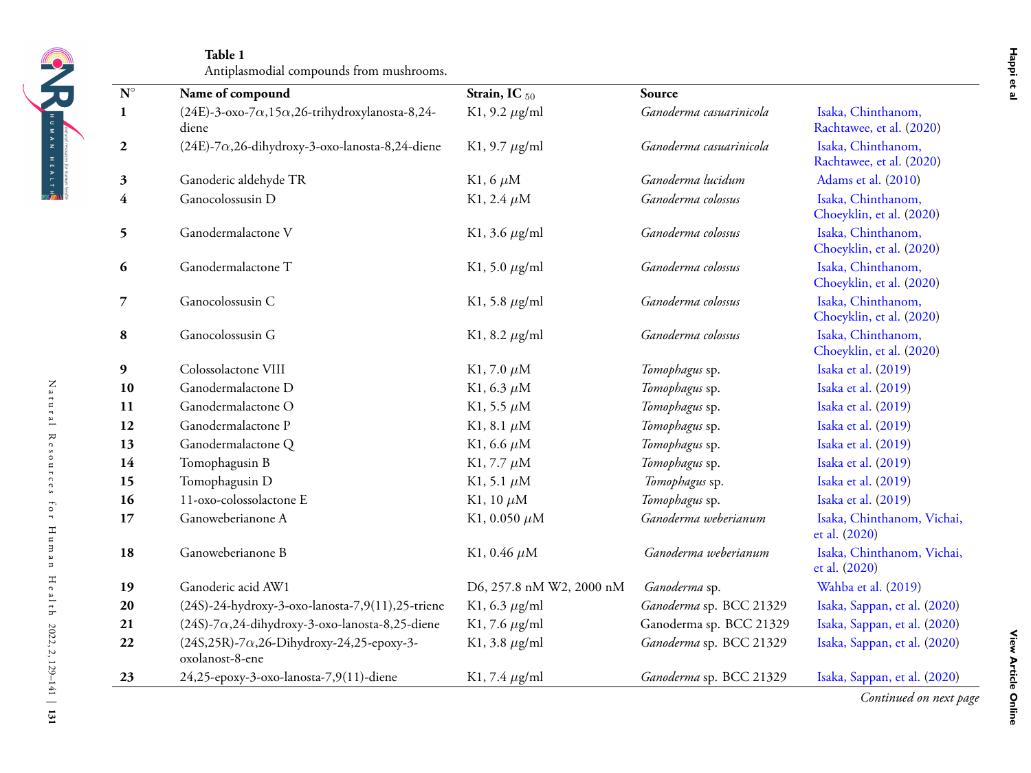**Table 1**
Antiplasmodial compounds from mushrooms.

| N° | Name of compound | Strain, $IC_{50}$ | Source | |
|---|---|---|---|---|
| **1** | (24E)-3-oxo-7α,15α,26-trihydroxylanosta-8,24-diene | K1, 9.2 μg/ml | *Ganoderma casuarinicola* | Isaka, Chinthanom, Rachtawee, et al. (2020) |
| **2** | (24E)-7α,26-dihydroxy-3-oxo-lanosta-8,24-diene | K1, 9.7 μg/ml | *Ganoderma casuarinicola* | Isaka, Chinthanom, Rachtawee, et al. (2020) |
| **3** | Ganoderic aldehyde TR | K1, 6 μM | *Ganoderma lucidum* | Adams et al. (2010) |
| **4** | Ganocolossusin D | K1, 2.4 μM | *Ganoderma colossus* | Isaka, Chinthanom, Choeyklin, et al. (2020) |
| **5** | Ganodermalactone V | K1, 3.6 μg/ml | *Ganoderma colossus* | Isaka, Chinthanom, Choeyklin, et al. (2020) |
| **6** | Ganodermalactone T | K1, 5.0 μg/ml | *Ganoderma colossus* | Isaka, Chinthanom, Choeyklin, et al. (2020) |
| **7** | Ganocolossusin C | K1, 5.8 μg/ml | *Ganoderma colossus* | Isaka, Chinthanom, Choeyklin, et al. (2020) |
| **8** | Ganocolossusin G | K1, 8.2 μg/ml | *Ganoderma colossus* | Isaka, Chinthanom, Choeyklin, et al. (2020) |
| **9** | Colossolactone VIII | K1, 7.0 μM | *Tomophagus* sp. | Isaka et al. (2019) |
| **10** | Ganodermalactone D | K1, 6.3 μM | *Tomophagus* sp. | Isaka et al. (2019) |
| **11** | Ganodermalactone O | K1, 5.5 μM | *Tomophagus* sp. | Isaka et al. (2019) |
| **12** | Ganodermalactone P | K1, 8.1 μM | *Tomophagus* sp. | Isaka et al. (2019) |
| **13** | Ganodermalactone Q | K1, 6.6 μM | *Tomophagus* sp. | Isaka et al. (2019) |
| **14** | Tomophagusin B | K1, 7.7 μM | *Tomophagus* sp. | Isaka et al. (2019) |
| **15** | Tomophagusin D | K1, 5.1 μM | *Tomophagus* sp. | Isaka et al. (2019) |
| **16** | 11-oxo-colossolactone E | K1, 10 μM | *Tomophagus* sp. | Isaka et al. (2019) |
| **17** | Ganoweberianone A | K1, 0.050 μM | *Ganoderma weberianum* | Isaka, Chinthanom, Vichai, et al. (2020) |
| **18** | Ganoweberianone B | K1, 0.46 μM | *Ganoderma weberianum* | Isaka, Chinthanom, Vichai, et al. (2020) |
| **19** | Ganoderic acid AW1 | D6, 257.8 nM W2, 2000 nM | *Ganoderma* sp. | Wahba et al. (2019) |
| **20** | (24S)-24-hydroxy-3-oxo-lanosta-7,9(11),25-triene | K1, 6.3 μg/ml | *Ganoderma* sp. BCC 21329 | Isaka, Sappan, et al. (2020) |
| **21** | (24S)-7α,24-dihydroxy-3-oxo-lanosta-8,25-diene | K1, 7.6 μg/ml | Ganoderma sp. BCC 21329 | Isaka, Sappan, et al. (2020) |
| **22** | (24S,25R)-7α,26-Dihydroxy-24,25-epoxy-3-oxolanost-8-ene | K1, 3.8 μg/ml | *Ganoderma* sp. BCC 21329 | Isaka, Sappan, et al. (2020) |
| **23** | 24,25-epoxy-3-oxo-lanosta-7,9(11)-diene | K1, 7.4 μg/ml | *Ganoderma* sp. BCC 21329 | Isaka, Sappan, et al. (2020) |

*Continued on next page*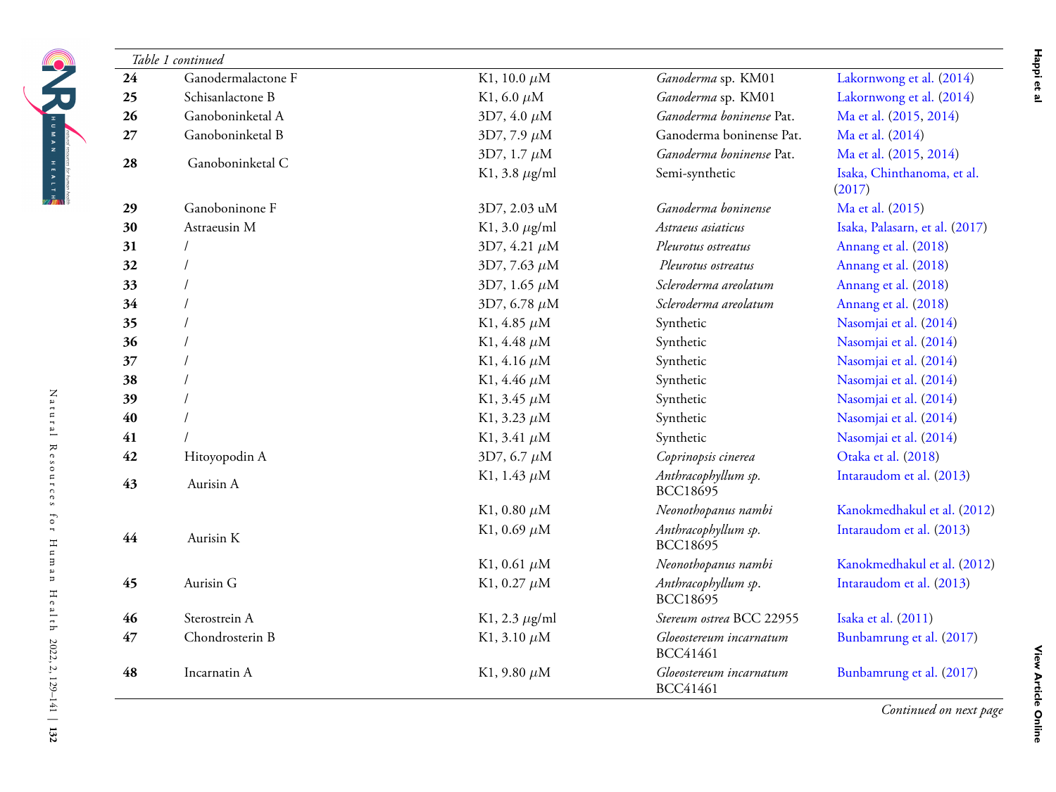*Table 1 continued*

| | | | | |
|---|---|---|---|---|
| **24** | Ganodermalactone F | K1, 10.0 $\mu$M | *Ganoderma* sp. KM01 | Lakornwong et al. (2014) |
| **25** | Schisanlactone B | K1, 6.0 $\mu$M | *Ganoderma* sp. KM01 | Lakornwong et al. (2014) |
| **26** | Ganoboninketal A | 3D7, 4.0 $\mu$M | *Ganoderma boninense* Pat. | Ma et al. (2015, 2014) |
| **27** | Ganoboninketal B | 3D7, 7.9 $\mu$M | Ganoderma boninense Pat. | Ma et al. (2014) |
| **28** | Ganoboninketal C | 3D7, 1.7 $\mu$M | *Ganoderma boninense* Pat. | Ma et al. (2015, 2014) |
| | | K1, 3.8 $\mu$g/ml | Semi-synthetic | Isaka, Chinthanoma, et al. (2017) |
| **29** | Ganoboninone F | 3D7, 2.03 uM | *Ganoderma boninense* | Ma et al. (2015) |
| **30** | Astraeusin M | K1, 3.0 $\mu$g/ml | *Astraeus asiaticus* | Isaka, Palasarn, et al. (2017) |
| **31** | / | 3D7, 4.21 $\mu$M | *Pleurotus ostreatus* | Annang et al. (2018) |
| **32** | / | 3D7, 7.63 $\mu$M | *Pleurotus ostreatus* | Annang et al. (2018) |
| **33** | / | 3D7, 1.65 $\mu$M | *Scleroderma areolatum* | Annang et al. (2018) |
| **34** | / | 3D7, 6.78 $\mu$M | *Scleroderma areolatum* | Annang et al. (2018) |
| **35** | / | K1, 4.85 $\mu$M | Synthetic | Nasomjai et al. (2014) |
| **36** | / | K1, 4.48 $\mu$M | Synthetic | Nasomjai et al. (2014) |
| **37** | / | K1, 4.16 $\mu$M | Synthetic | Nasomjai et al. (2014) |
| **38** | / | K1, 4.46 $\mu$M | Synthetic | Nasomjai et al. (2014) |
| **39** | / | K1, 3.45 $\mu$M | Synthetic | Nasomjai et al. (2014) |
| **40** | / | K1, 3.23 $\mu$M | Synthetic | Nasomjai et al. (2014) |
| **41** | / | K1, 3.41 $\mu$M | Synthetic | Nasomjai et al. (2014) |
| **42** | Hitoyopodin A | 3D7, 6.7 $\mu$M | *Coprinopsis cinerea* | Otaka et al. (2018) |
| **43** | Aurisin A | K1, 1.43 $\mu$M | *Anthracophyllum sp.* BCC18695 | Intaraudom et al. (2013) |
| | | K1, 0.80 $\mu$M | *Neonothopanus nambi* | Kanokmedhakul et al. (2012) |
| **44** | Aurisin K | K1, 0.69 $\mu$M | *Anthracophyllum sp.* BCC18695 | Intaraudom et al. (2013) |
| | | K1, 0.61 $\mu$M | *Neonothopanus nambi* | Kanokmedhakul et al. (2012) |
| **45** | Aurisin G | K1, 0.27 $\mu$M | *Anthracophyllum sp.* BCC18695 | Intaraudom et al. (2013) |
| **46** | Sterostrein A | K1, 2.3 $\mu$g/ml | *Stereum ostrea* BCC 22955 | Isaka et al. (2011) |
| **47** | Chondrosterin B | K1, 3.10 $\mu$M | *Gloeostereum incarnatum* BCC41461 | Bunbamrung et al. (2017) |
| **48** | Incarnatin A | K1, 9.80 $\mu$M | *Gloeostereum incarnatum* BCC41461 | Bunbamrung et al. (2017) |

*Continued on next page*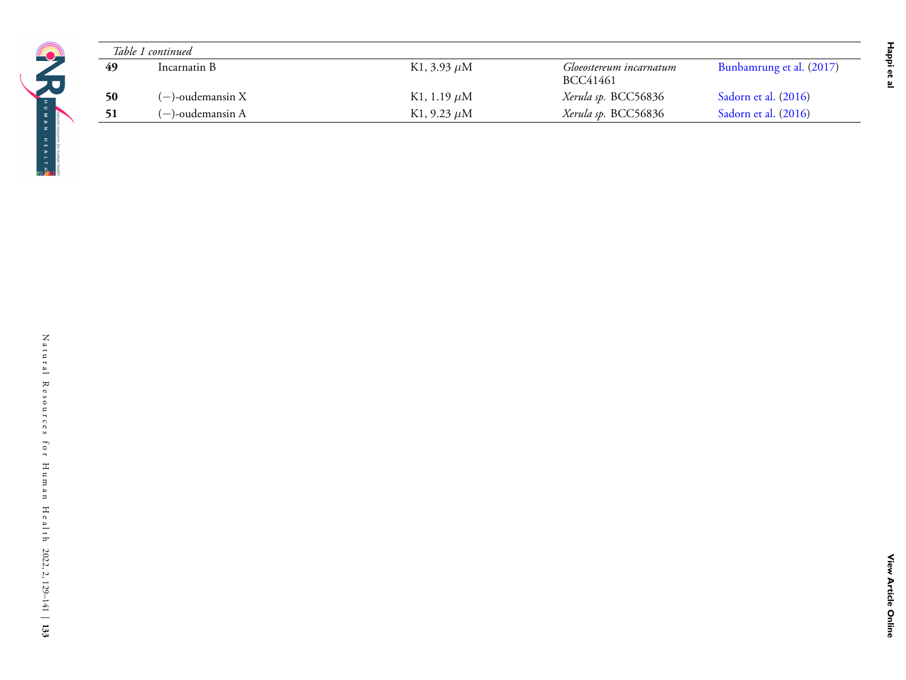*Table 1 continued*

| | | | | |
|---|---|---|---|---|
| **49** | Incarnatin B | K1, 3.93 $\mu$M | *Gloeostereum incarnatum* BCC41461 | Bunbamrung et al. (2017) |
| **50** | (−)-oudemansin X | K1, 1.19 $\mu$M | *Xerula sp.* BCC56836 | Sadorn et al. (2016) |
| **51** | (−)-oudemansin A | K1, 9.23 $\mu$M | *Xerula sp.* BCC56836 | Sadorn et al. (2016) |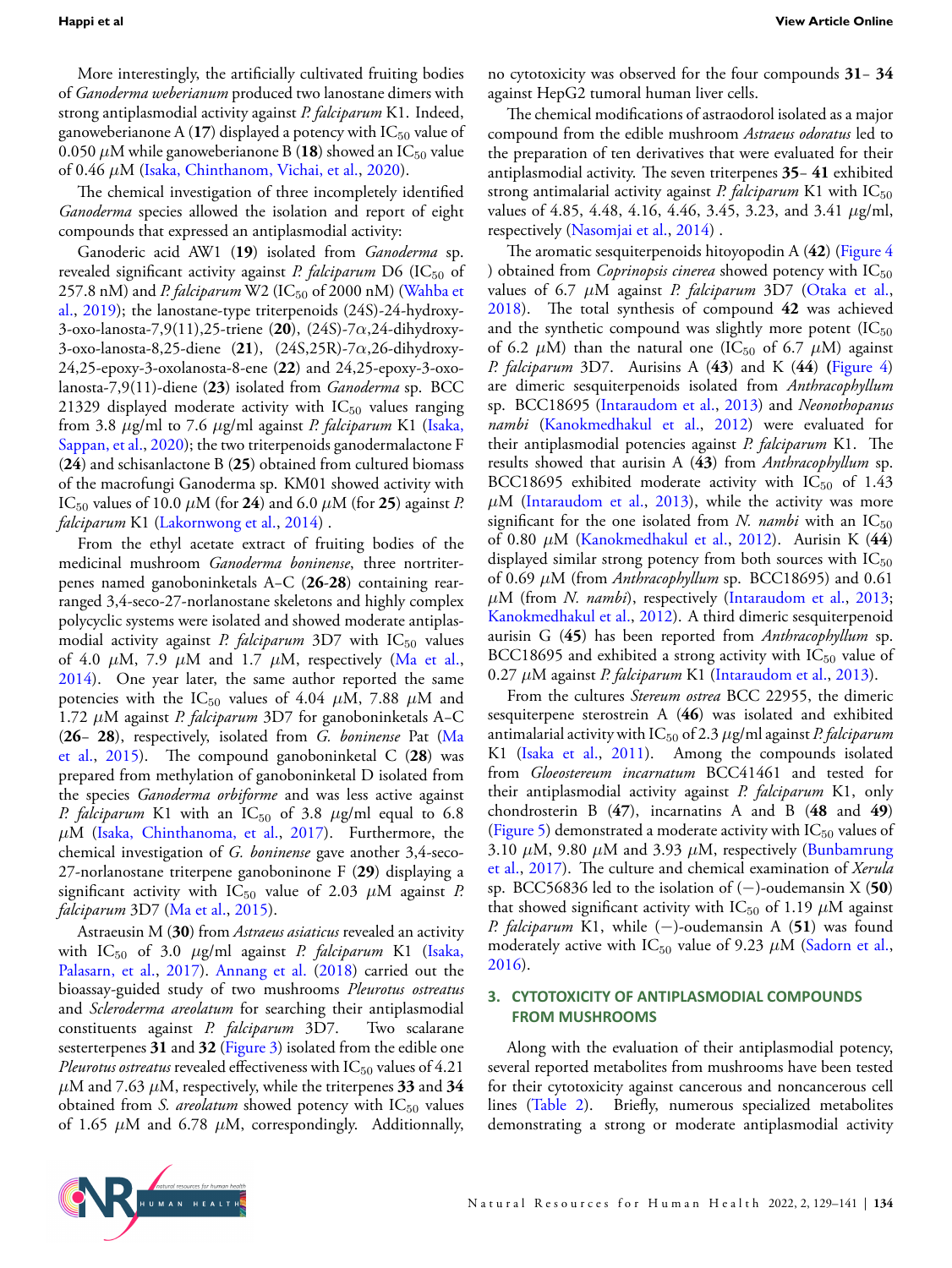More interestingly, the artificially cultivated fruiting bodies of *Ganoderma weberianum* produced two lanostane dimers with strong antiplasmodial activity against *P. falciparum* K1. Indeed, ganoweberianone A (**17**) displayed a potency with $IC_{50}$ value of 0.050 $\mu$M while ganoweberianone B (**18**) showed an $IC_{50}$ value of 0.46 $\mu$M (Isaka, Chinthanom, Vichai, et al., 2020).

The chemical investigation of three incompletely identified *Ganoderma* species allowed the isolation and report of eight compounds that expressed an antiplasmodial activity:

Ganoderic acid AW1 (**19**) isolated from *Ganoderma* sp. revealed significant activity against *P. falciparum* D6 ($IC_{50}$ of 257.8 nM) and *P. falciparum* W2 ($IC_{50}$ of 2000 nM) (Wahba et al., 2019); the lanostane-type triterpenoids (24S)-24-hydroxy-3-oxo-lanosta-7,9(11),25-triene (**20**), (24S)-7$\alpha$,24-dihydroxy-3-oxo-lanosta-8,25-diene (**21**), (24S,25R)-7$\alpha$,26-dihydroxy-24,25-epoxy-3-oxolanosta-8-ene (**22**) and 24,25-epoxy-3-oxo-lanosta-7,9(11)-diene (**23**) isolated from *Ganoderma* sp. BCC 21329 displayed moderate activity with $IC_{50}$ values ranging from 3.8 $\mu$g/ml to 7.6 $\mu$g/ml against *P. falciparum* K1 (Isaka, Sappan, et al., 2020); the two triterpenoids ganodermalactone F (**24**) and schisanlactone B (**25**) obtained from cultured biomass of the macrofungi Ganoderma sp. KM01 showed activity with $IC_{50}$ values of 10.0 $\mu$M (for **24**) and 6.0 $\mu$M (for **25**) against *P. falciparum* K1 (Lakornwong et al., 2014) .

From the ethyl acetate extract of fruiting bodies of the medicinal mushroom *Ganoderma boninense*, three nortriterpenes named ganoboninketals A–C (**26**-**28**) containing rearranged 3,4-seco-27-norlanostane skeletons and highly complex polycyclic systems were isolated and showed moderate antiplasmodial activity against *P. falciparum* 3D7 with $IC_{50}$ values of 4.0 $\mu$M, 7.9 $\mu$M and 1.7 $\mu$M, respectively (Ma et al., 2014). One year later, the same author reported the same potencies with the $IC_{50}$ values of 4.04 $\mu$M, 7.88 $\mu$M and 1.72 $\mu$M against *P. falciparum* 3D7 for ganoboninketals A–C (**26**– **28**), respectively, isolated from *G. boninense* Pat (Ma et al., 2015). The compound ganoboninketal C (**28**) was prepared from methylation of ganoboninketal D isolated from the species *Ganoderma orbiforme* and was less active against *P. falciparum* K1 with an $IC_{50}$ of 3.8 $\mu$g/ml equal to 6.8 $\mu$M (Isaka, Chinthanoma, et al., 2017). Furthermore, the chemical investigation of *G. boninense* gave another 3,4-seco-27-norlanostane triterpene ganoboninone F (**29**) displaying a significant activity with $IC_{50}$ value of 2.03 $\mu$M against *P. falciparum* 3D7 (Ma et al., 2015).

Astraeusin M (**30**) from *Astraeus asiaticus* revealed an activity with $IC_{50}$ of 3.0 $\mu$g/ml against *P. falciparum* K1 (Isaka, Palasarn, et al., 2017). Annang et al. (2018) carried out the bioassay-guided study of two mushrooms *Pleurotus ostreatus* and *Scleroderma areolatum* for searching their antiplasmodial constituents against *P. falciparum* 3D7. Two scalarane sesterterpenes **31** and **32** (Figure 3) isolated from the edible one *Pleurotus ostreatus* revealed effectiveness with $IC_{50}$ values of 4.21 $\mu$M and 7.63 $\mu$M, respectively, while the triterpenes **33** and **34** obtained from *S. areolatum* showed potency with $IC_{50}$ values of 1.65 $\mu$M and 6.78 $\mu$M, correspondingly. Additionally, no cytotoxicity was observed for the four compounds **31**– **34** against HepG2 tumoral human liver cells.

The chemical modifications of astraodorol isolated as a major compound from the edible mushroom *Astraeus odoratus* led to the preparation of ten derivatives that were evaluated for their antiplasmodial activity. The seven triterpenes **35**– **41** exhibited strong antimalarial activity against *P. falciparum* K1 with $IC_{50}$ values of 4.85, 4.48, 4.16, 4.46, 3.45, 3.23, and 3.41 $\mu$g/ml, respectively (Nasomjai et al., 2014) .

The aromatic sesquiterpenoids hitoyopodin A (**42**) (Figure 4 ) obtained from *Coprinopsis cinerea* showed potency with $IC_{50}$ values of 6.7 $\mu$M against *P. falciparum* 3D7 (Otaka et al., 2018). The total synthesis of compound **42** was achieved and the synthetic compound was slightly more potent ($IC_{50}$ of 6.2 $\mu$M) than the natural one ($IC_{50}$ of 6.7 $\mu$M) against *P. falciparum* 3D7. Aurisins A (**43**) and K (**44**) (Figure 4) are dimeric sesquiterpenoids isolated from *Anthracophyllum* sp. BCC18695 (Intaraudom et al., 2013) and *Neonothopanus nambi* (Kanokmedhakul et al., 2012) were evaluated for their antiplasmodial potencies against *P. falciparum* K1. The results showed that aurisin A (**43**) from *Anthracophyllum* sp. BCC18695 exhibited moderate activity with $IC_{50}$ of 1.43 $\mu$M (Intaraudom et al., 2013), while the activity was more significant for the one isolated from *N. nambi* with an $IC_{50}$ of 0.80 $\mu$M (Kanokmedhakul et al., 2012). Aurisin K (**44**) displayed similar strong potency from both sources with $IC_{50}$ of 0.69 $\mu$M (from *Anthracophyllum* sp. BCC18695) and 0.61 $\mu$M (from *N. nambi*), respectively (Intaraudom et al., 2013; Kanokmedhakul et al., 2012). A third dimeric sesquiterpenoid aurisin G (**45**) has been reported from *Anthracophyllum* sp. BCC18695 and exhibited a strong activity with $IC_{50}$ value of 0.27 $\mu$M against *P. falciparum* K1 (Intaraudom et al., 2013).

From the cultures *Stereum ostrea* BCC 22955, the dimeric sesquiterpene sterostrein A (**46**) was isolated and exhibited antimalarial activity with $IC_{50}$ of 2.3 $\mu$g/ml against *P. falciparum* K1 (Isaka et al., 2011). Among the compounds isolated from *Gloeostereum incarnatum* BCC41461 and tested for their antiplasmodial activity against *P. falciparum* K1, only chondrosterin B (**47**), incarnatins A and B (**48** and **49**) (Figure 5) demonstrated a moderate activity with $IC_{50}$ values of 3.10 $\mu$M, 9.80 $\mu$M and 3.93 $\mu$M, respectively (Bunbamrung et al., 2017). The culture and chemical examination of *Xerula* sp. BCC56836 led to the isolation of (−)-oudemansin X (**50**) that showed significant activity with $IC_{50}$ of 1.19 $\mu$M against *P. falciparum* K1, while (−)-oudemansin A (**51**) was found moderately active with $IC_{50}$ value of 9.23 $\mu$M (Sadorn et al., 2016).

## 3. CYTOTOXICITY OF ANTIPLASMODIAL COMPOUNDS FROM MUSHROOMS

Along with the evaluation of their antiplasmodial potency, several reported metabolites from mushrooms have been tested for their cytotoxicity against cancerous and noncancerous cell lines (Table 2). Briefly, numerous specialized metabolites demonstrating a strong or moderate antiplasmodial activity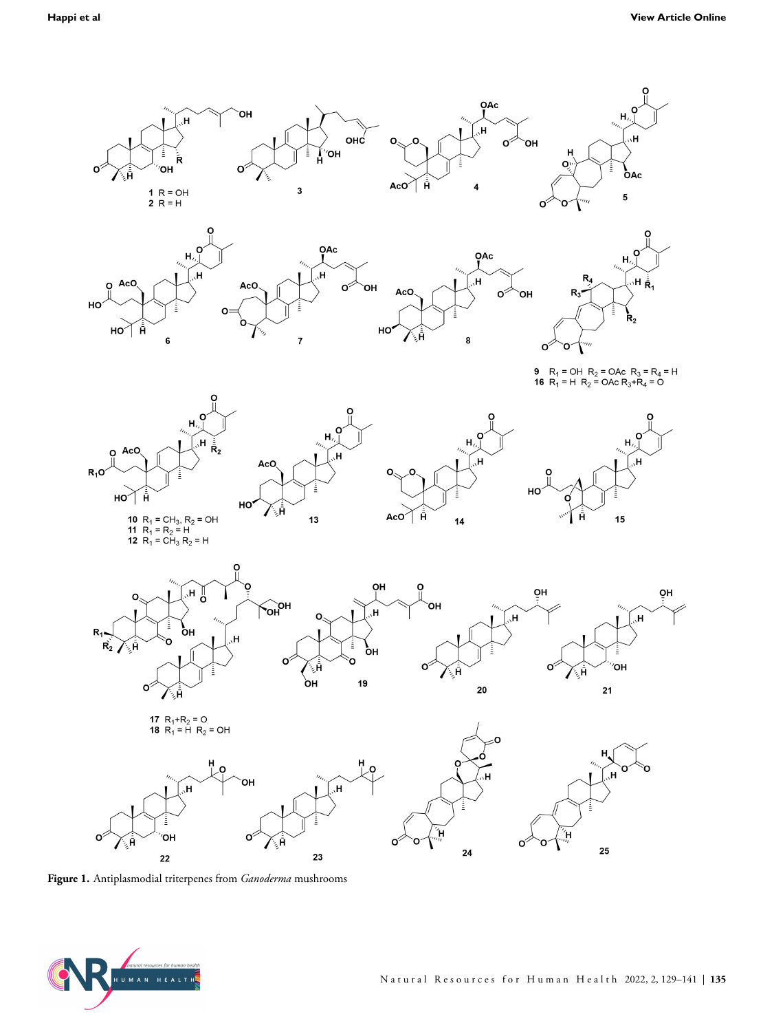**Figure 1.** Antiplasmodial triterpenes from *Ganoderma* mushrooms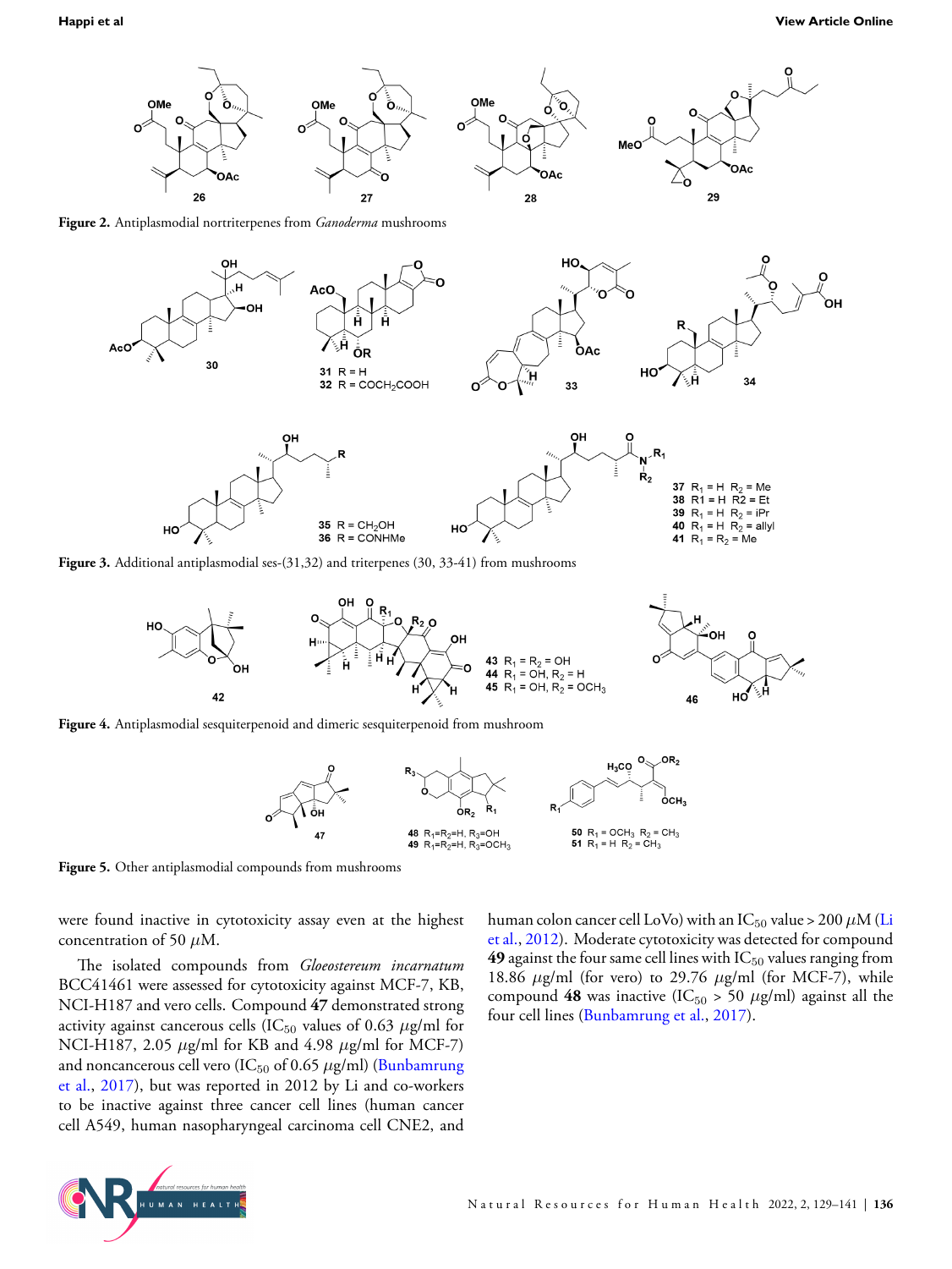Figure 2. Antiplasmodial nortriterpenes from *Ganoderma* mushrooms

Figure 3. Additional antiplasmodial ses-(31,32) and triterpenes (30, 33-41) from mushrooms

Figure 4. Antiplasmodial sesquiterpenoid and dimeric sesquiterpenoid from mushroom

Figure 5. Other antiplasmodial compounds from mushrooms

were found inactive in cytotoxicity assay even at the highest concentration of 50 $\mu$M.

The isolated compounds from *Gloeostereum incarnatum* BCC41461 were assessed for cytotoxicity against MCF-7, KB, NCI-H187 and vero cells. Compound **47** demonstrated strong activity against cancerous cells ($IC_{50}$ values of 0.63 $\mu$g/ml for NCI-H187, 2.05 $\mu$g/ml for KB and 4.98 $\mu$g/ml for MCF-7) and noncancerous cell vero ($IC_{50}$ of 0.65 $\mu$g/ml) (Bunbamrung et al., 2017), but was reported in 2012 by Li and co-workers to be inactive against three cancer cell lines (human cancer cell A549, human nasopharyngeal carcinoma cell CNE2, and human colon cancer cell LoVo) with an $IC_{50}$ value > 200 $\mu$M (Li et al., 2012). Moderate cytotoxicity was detected for compound **49** against the four same cell lines with $IC_{50}$ values ranging from 18.86 $\mu$g/ml (for vero) to 29.76 $\mu$g/ml (for MCF-7), while compound **48** was inactive ($IC_{50}$ > 50 $\mu$g/ml) against all the four cell lines (Bunbamrung et al., 2017).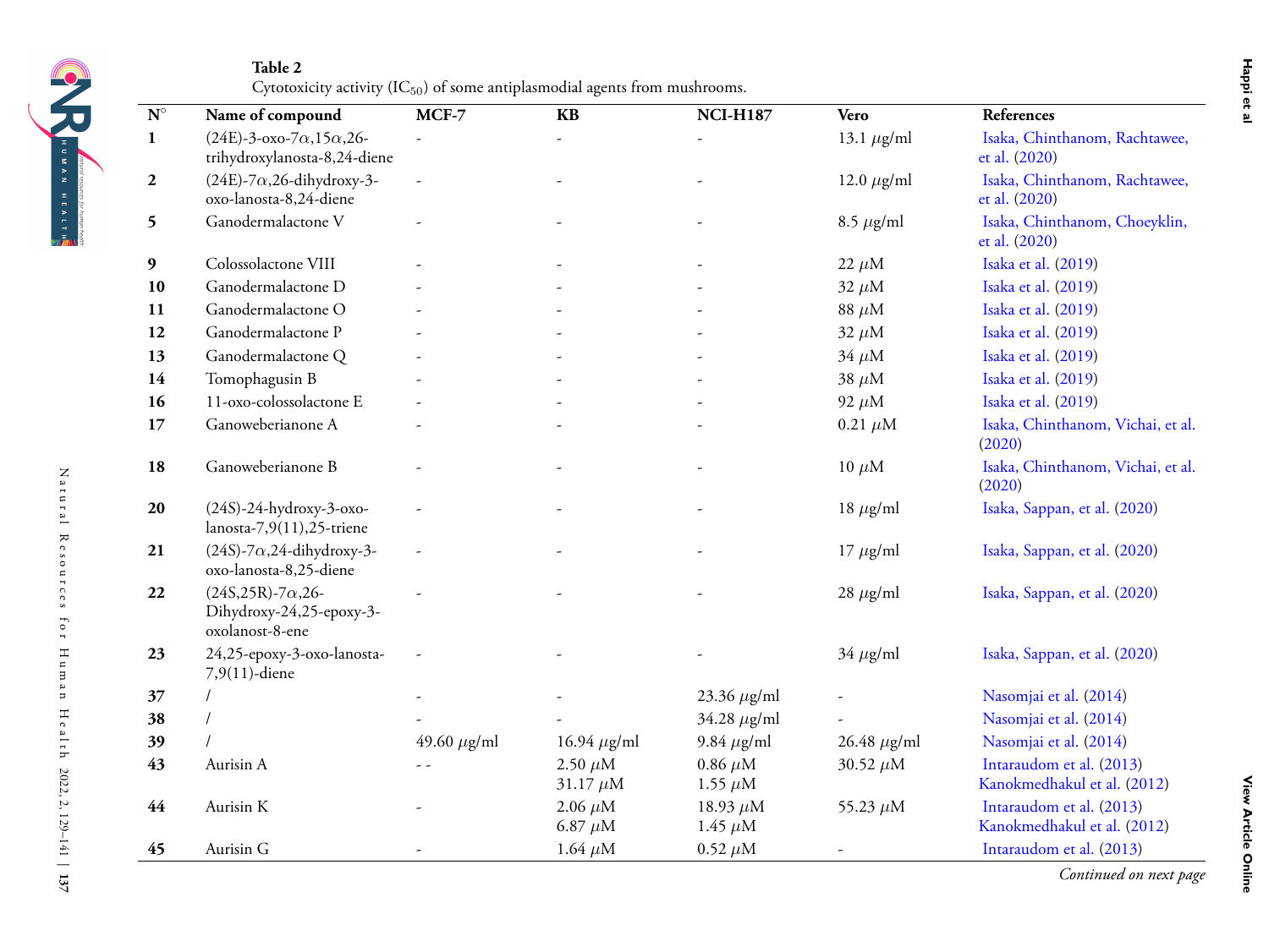**Table 2**
Cytotoxicity activity ($IC_{50}$) of some antiplasmodial agents from mushrooms.

| N° | Name of compound | MCF-7 | KB | NCI-H187 | Vero | References |
|---|---|---|---|---|---|---|
| **1** | (24E)-3-oxo-7α,15α,26-trihydroxylanosta-8,24-diene | - | - | - | 13.1 μg/ml | Isaka, Chinthanom, Rachtawee, et al. (2020) |
| **2** | (24E)-7α,26-dihydroxy-3-oxo-lanosta-8,24-diene | - | - | - | 12.0 μg/ml | Isaka, Chinthanom, Rachtawee, et al. (2020) |
| **5** | Ganodermalactone V | - | - | - | 8.5 μg/ml | Isaka, Chinthanom, Choeyklin, et al. (2020) |
| **9** | Colossolactone VIII | - | - | - | 22 μM | Isaka et al. (2019) |
| **10** | Ganodermalactone D | - | - | - | 32 μM | Isaka et al. (2019) |
| **11** | Ganodermalactone O | - | - | - | 88 μM | Isaka et al. (2019) |
| **12** | Ganodermalactone P | - | - | - | 32 μM | Isaka et al. (2019) |
| **13** | Ganodermalactone Q | - | - | - | 34 μM | Isaka et al. (2019) |
| **14** | Tomophagusin B | - | - | - | 38 μM | Isaka et al. (2019) |
| **16** | 11-oxo-colossolactone E | - | - | - | 92 μM | Isaka et al. (2019) |
| **17** | Ganoweberianone A | - | - | - | 0.21 μM | Isaka, Chinthanom, Vichai, et al. (2020) |
| **18** | Ganoweberianone B | - | - | - | 10 μM | Isaka, Chinthanom, Vichai, et al. (2020) |
| **20** | (24S)-24-hydroxy-3-oxo-lanosta-7,9(11),25-triene | - | - | - | 18 μg/ml | Isaka, Sappan, et al. (2020) |
| **21** | (24S)-7α,24-dihydroxy-3-oxo-lanosta-8,25-diene | - | - | - | 17 μg/ml | Isaka, Sappan, et al. (2020) |
| **22** | (24S,25R)-7α,26-Dihydroxy-24,25-epoxy-3-oxolanost-8-ene | - | - | - | 28 μg/ml | Isaka, Sappan, et al. (2020) |
| **23** | 24,25-epoxy-3-oxo-lanosta-7,9(11)-diene | - | - | - | 34 μg/ml | Isaka, Sappan, et al. (2020) |
| **37** | / | - | - | 23.36 μg/ml | - | Nasomjai et al. (2014) |
| **38** | / | - | - | 34.28 μg/ml | - | Nasomjai et al. (2014) |
| **39** | / | 49.60 μg/ml | 16.94 μg/ml | 9.84 μg/ml | 26.48 μg/ml | Nasomjai et al. (2014) |
| **43** | Aurisin A | - - | 2.50 μM<br>31.17 μM | 0.86 μM<br>1.55 μM | 30.52 μM | Intaraudom et al. (2013)<br>Kanokmedhakul et al. (2012) |
| **44** | Aurisin K | - | 2.06 μM<br>6.87 μM | 18.93 μM<br>1.45 μM | 55.23 μM | Intaraudom et al. (2013)<br>Kanokmedhakul et al. (2012) |
| **45** | Aurisin G | - | 1.64 μM | 0.52 μM | - | Intaraudom et al. (2013) |

*Continued on next page*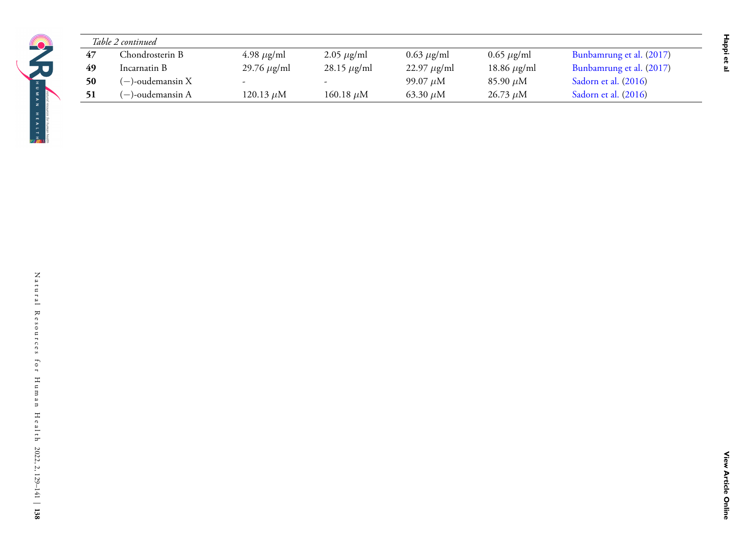*Table 2 continued*

| | | | | | | |
|---|---|---|---|---|---|---|
| **47** | Chondrosterin B | 4.98 $\mu$g/ml | 2.05 $\mu$g/ml | 0.63 $\mu$g/ml | 0.65 $\mu$g/ml | Bunbamrung et al. (2017) |
| **49** | Incarnatin B | 29.76 $\mu$g/ml | 28.15 $\mu$g/ml | 22.97 $\mu$g/ml | 18.86 $\mu$g/ml | Bunbamrung et al. (2017) |
| **50** | (−)-oudemansin X | - | - | 99.07 $\mu$M | 85.90 $\mu$M | Sadorn et al. (2016) |
| **51** | (−)-oudemansin A | 120.13 $\mu$M | 160.18 $\mu$M | 63.30 $\mu$M | 26.73 $\mu$M | Sadorn et al. (2016) |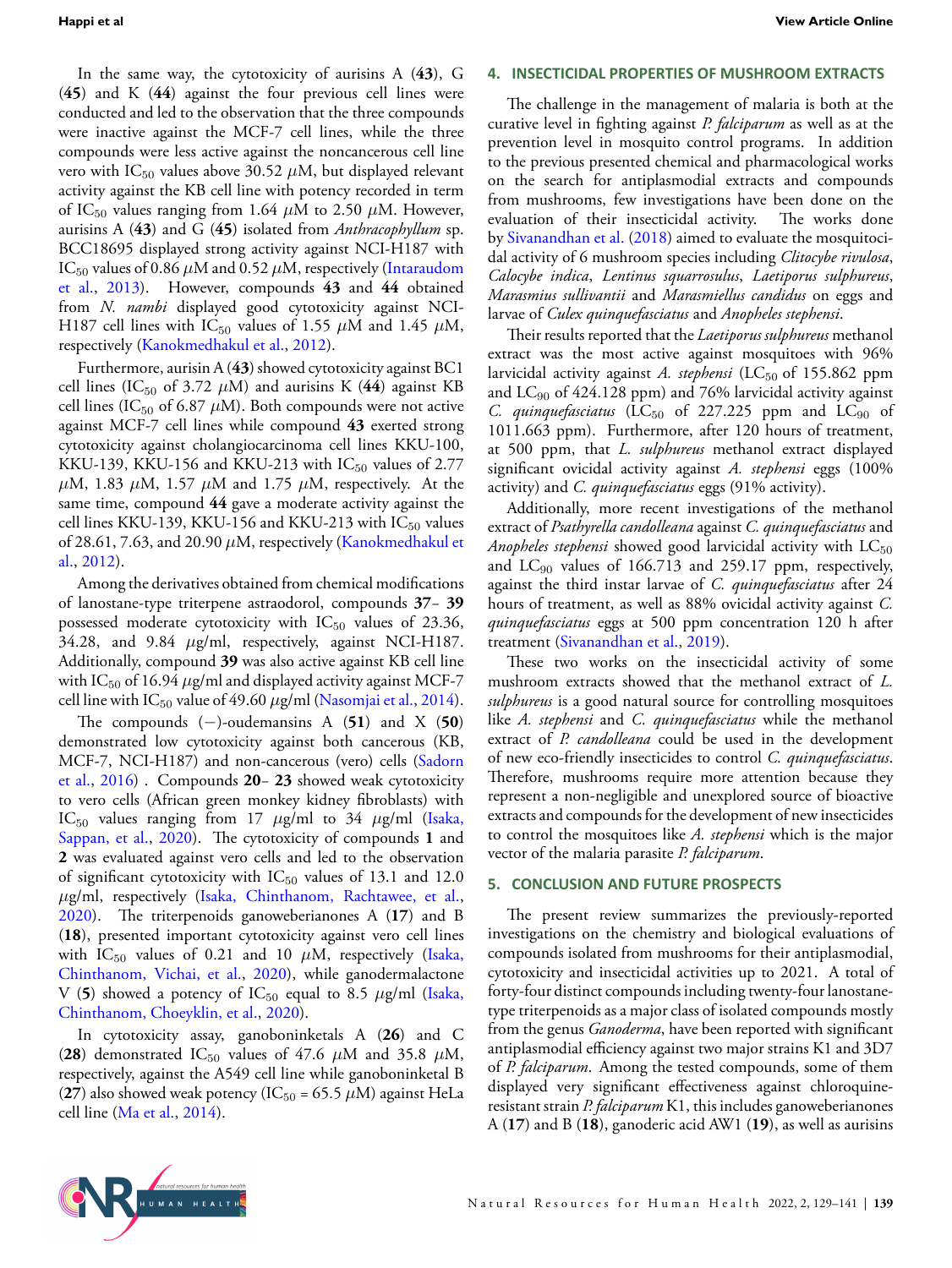In the same way, the cytotoxicity of aurisins A (**43**), G (**45**) and K (**44**) against the four previous cell lines were conducted and led to the observation that the three compounds were inactive against the MCF-7 cell lines, while the three compounds were less active against the noncancerous cell line vero with $IC_{50}$ values above 30.52 $\mu$M, but displayed relevant activity against the KB cell line with potency recorded in term of $IC_{50}$ values ranging from 1.64 $\mu$M to 2.50 $\mu$M. However, aurisins A (**43**) and G (**45**) isolated from *Anthracophyllum* sp. BCC18695 displayed strong activity against NCI-H187 with $IC_{50}$ values of 0.86 $\mu$M and 0.52 $\mu$M, respectively (Intaraudom et al., 2013). However, compounds **43** and **44** obtained from *N. nambi* displayed good cytotoxicity against NCI-H187 cell lines with $IC_{50}$ values of 1.55 $\mu$M and 1.45 $\mu$M, respectively (Kanokmedhakul et al., 2012).

Furthermore, aurisin A (**43**) showed cytotoxicity against BC1 cell lines ($IC_{50}$ of 3.72 $\mu$M) and aurisins K (**44**) against KB cell lines ($IC_{50}$ of 6.87 $\mu$M). Both compounds were not active against MCF-7 cell lines while compound **43** exerted strong cytotoxicity against cholangiocarcinoma cell lines KKU-100, KKU-139, KKU-156 and KKU-213 with $IC_{50}$ values of 2.77 $\mu$M, 1.83 $\mu$M, 1.57 $\mu$M and 1.75 $\mu$M, respectively. At the same time, compound **44** gave a moderate activity against the cell lines KKU-139, KKU-156 and KKU-213 with $IC_{50}$ values of 28.61, 7.63, and 20.90 $\mu$M, respectively (Kanokmedhakul et al., 2012).

Among the derivatives obtained from chemical modifications of lanostane-type triterpene astraodorol, compounds **37**– **39** possessed moderate cytotoxicity with $IC_{50}$ values of 23.36, 34.28, and 9.84 $\mu$g/ml, respectively, against NCI-H187. Additionally, compound **39** was also active against KB cell line with $IC_{50}$ of 16.94 $\mu$g/ml and displayed activity against MCF-7 cell line with $IC_{50}$ value of 49.60 $\mu$g/ml (Nasomjai et al., 2014).

The compounds (−)-oudemansins A (**51**) and X (**50**) demonstrated low cytotoxicity against both cancerous (KB, MCF-7, NCI-H187) and non-cancerous (vero) cells (Sadorn et al., 2016) . Compounds **20**– **23** showed weak cytotoxicity to vero cells (African green monkey kidney fibroblasts) with $IC_{50}$ values ranging from 17 $\mu$g/ml to 34 $\mu$g/ml (Isaka, Sappan, et al., 2020). The cytotoxicity of compounds **1** and **2** was evaluated against vero cells and led to the observation of significant cytotoxicity with $IC_{50}$ values of 13.1 and 12.0 $\mu$g/ml, respectively (Isaka, Chinthanom, Rachtawee, et al., 2020). The triterpenoids ganoweberianones A (**17**) and B (**18**), presented important cytotoxicity against vero cell lines with $IC_{50}$ values of 0.21 and 10 $\mu$M, respectively (Isaka, Chinthanom, Vichai, et al., 2020), while ganodermalactone V (**5**) showed a potency of $IC_{50}$ equal to 8.5 $\mu$g/ml (Isaka, Chinthanom, Choeyklin, et al., 2020).

In cytotoxicity assay, ganoboninketals A (**26**) and C (**28**) demonstrated $IC_{50}$ values of 47.6 $\mu$M and 35.8 $\mu$M, respectively, against the A549 cell line while ganoboninketal B (**27**) also showed weak potency ($IC_{50}$ = 65.5 $\mu$M) against HeLa cell line (Ma et al., 2014).

## 4. INSECTICIDAL PROPERTIES OF MUSHROOM EXTRACTS

The challenge in the management of malaria is both at the curative level in fighting against *P. falciparum* as well as at the prevention level in mosquito control programs. In addition to the previous presented chemical and pharmacological works on the search for antiplasmodial extracts and compounds from mushrooms, few investigations have been done on the evaluation of their insecticidal activity. The works done by Sivanandhan et al. (2018) aimed to evaluate the mosquitocidal activity of 6 mushroom species including *Clitocybe rivulosa*, *Calocybe indica*, *Lentinus squarrosulus*, *Laetiporus sulphureus*, *Marasmius sullivantii* and *Marasmiellus candidus* on eggs and larvae of *Culex quinquefasciatus* and *Anopheles stephensi*.

Their results reported that the *Laetiporus sulphureus* methanol extract was the most active against mosquitoes with 96% larvicidal activity against *A. stephensi* ($LC_{50}$ of 155.862 ppm and $LC_{90}$ of 424.128 ppm) and 76% larvicidal activity against *C. quinquefasciatus* ($LC_{50}$ of 227.225 ppm and $LC_{90}$ of 1011.663 ppm). Furthermore, after 120 hours of treatment, at 500 ppm, that *L. sulphureus* methanol extract displayed significant ovicidal activity against *A. stephensi* eggs (100% activity) and *C. quinquefasciatus* eggs (91% activity).

Additionally, more recent investigations of the methanol extract of *Psathyrella candolleana* against *C. quinquefasciatus* and *Anopheles stephensi* showed good larvicidal activity with $LC_{50}$ and $LC_{90}$ values of 166.713 and 259.17 ppm, respectively, against the third instar larvae of *C. quinquefasciatus* after 24 hours of treatment, as well as 88% ovicidal activity against *C. quinquefasciatus* eggs at 500 ppm concentration 120 h after treatment (Sivanandhan et al., 2019).

These two works on the insecticidal activity of some mushroom extracts showed that the methanol extract of *L. sulphureus* is a good natural source for controlling mosquitoes like *A. stephensi* and *C. quinquefasciatus* while the methanol extract of *P. candolleana* could be used in the development of new eco-friendly insecticides to control *C. quinquefasciatus*. Therefore, mushrooms require more attention because they represent a non-negligible and unexplored source of bioactive extracts and compounds for the development of new insecticides to control the mosquitoes like *A. stephensi* which is the major vector of the malaria parasite *P. falciparum*.

## 5. CONCLUSION AND FUTURE PROSPECTS

The present review summarizes the previously-reported investigations on the chemistry and biological evaluations of compounds isolated from mushrooms for their antiplasmodial, cytotoxicity and insecticidal activities up to 2021. A total of forty-four distinct compounds including twenty-four lanostane-type triterpenoids as a major class of isolated compounds mostly from the genus *Ganoderma*, have been reported with significant antiplasmodial efficiency against two major strains K1 and 3D7 of *P. falciparum*. Among the tested compounds, some of them displayed very significant effectiveness against chloroquine-resistant strain *P. falciparum* K1, this includes ganoweberianones A (**17**) and B (**18**), ganoderic acid AW1 (**19**), as well as aurisins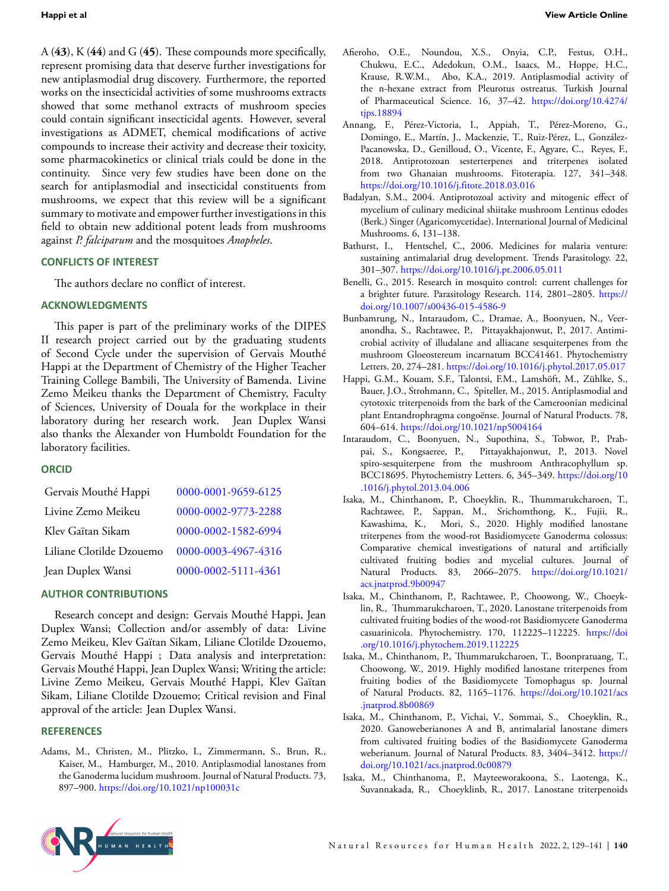A (**43**), K (**44**) and G (**45**). These compounds more specifically, represent promising data that deserve further investigations for new antiplasmodial drug discovery. Furthermore, the reported works on the insecticidal activities of some mushrooms extracts showed that some methanol extracts of mushroom species could contain significant insecticidal agents. However, several investigations as ADMET, chemical modifications of active compounds to increase their activity and decrease their toxicity, some pharmacokinetics or clinical trials could be done in the continuity. Since very few studies have been done on the search for antiplasmodial and insecticidal constituents from mushrooms, we expect that this review will be a significant summary to motivate and empower further investigations in this field to obtain new additional potent leads from mushrooms against *P. falciparum* and the mosquitoes *Anopheles*.

## CONFLICTS OF INTEREST

The authors declare no conflict of interest.

## ACKNOWLEDGMENTS

This paper is part of the preliminary works of the DIPES II research project carried out by the graduating students of Second Cycle under the supervision of Gervais Mouthé Happi at the Department of Chemistry of the Higher Teacher Training College Bambili, The University of Bamenda. Livine Zemo Meikeu thanks the Department of Chemistry, Faculty of Sciences, University of Douala for the workplace in their laboratory during her research work. Jean Duplex Wansi also thanks the Alexander von Humboldt Foundation for the laboratory facilities.

## ORCID

| | |
|---|---|
| Gervais Mouthé Happi | 0000-0001-9659-6125 |
| Livine Zemo Meikeu | 0000-0002-9773-2288 |
| Klev Gaïtan Sikam | 0000-0002-1582-6994 |
| Liliane Clotilde Dzouemo | 0000-0003-4967-4316 |
| Jean Duplex Wansi | 0000-0002-5111-4361 |

## AUTHOR CONTRIBUTIONS

Research concept and design: Gervais Mouthé Happi, Jean Duplex Wansi; Collection and/or assembly of data: Livine Zemo Meikeu, Klev Gaïtan Sikam, Liliane Clotilde Dzouemo, Gervais Mouthé Happi ; Data analysis and interpretation: Gervais Mouthé Happi, Jean Duplex Wansi; Writing the article: Livine Zemo Meikeu, Gervais Mouthé Happi, Klev Gaïtan Sikam, Liliane Clotilde Dzouemo; Critical revision and Final approval of the article: Jean Duplex Wansi.

## REFERENCES

Adams, M., Christen, M., Plitzko, I., Zimmermann, S., Brun, R., Kaiser, M., Hamburger, M., 2010. Antiplasmodial lanostanes from the Ganoderma lucidum mushroom. Journal of Natural Products. 73, 897–900. https://doi.org/10.1021/np100031c

Afieroho, O.E., Noundou, X.S., Onyia, C.P., Festus, O.H., Chukwu, E.C., Adedokun, O.M., Isaacs, M., Hoppe, H.C., Krause, R.W.M., Abo, K.A., 2019. Antiplasmodial activity of the n-hexane extract from Pleurotus ostreatus. Turkish Journal of Pharmaceutical Science. 16, 37–42. https://doi.org/10.4274/tjps.18894

Annang, F., Pérez-Victoria, I., Appiah, T., Pérez-Moreno, G., Domingo, E., Martín, J., Mackenzie, T., Ruiz-Pérez, L., González-Pacanowska, D., Genilloud, O., Vicente, F., Agyare, C., Reyes, F., 2018. Antiprotozoan sesterterpenes and triterpenes isolated from two Ghanaian mushrooms. Fitoterapia. 127, 341–348. https://doi.org/10.1016/j.fitote.2018.03.016

Badalyan, S.M., 2004. Antiprotozoal activity and mitogenic effect of mycelium of culinary medicinal shiitake mushroom Lentinus edodes (Berk.) Singer (Agaricomycetidae). International Journal of Medicinal Mushrooms. 6, 131–138.

Bathurst, I., Hentschel, C., 2006. Medicines for malaria venture: sustaining antimalarial drug development. Trends Parasitology. 22, 301–307. https://doi.org/10.1016/j.pt.2006.05.011

Benelli, G., 2015. Research in mosquito control: current challenges for a brighter future. Parasitology Research. 114, 2801–2805. https://doi.org/10.1007/s00436-015-4586-9

Bunbamrung, N., Intaraudom, C., Dramae, A., Boonyuen, N., Veeranondha, S., Rachtawee, P., Pittayakhajonwut, P., 2017. Antimicrobial activity of illudalane and alliacane sesquiterpenes from the mushroom Gloeostereum incarnatum BCC41461. Phytochemistry Letters. 20, 274–281. https://doi.org/10.1016/j.phytol.2017.05.017

Happi, G.M., Kouam, S.F., Talontsi, F.M., Lamshöft, M., Zühlke, S., Bauer, J.O., Strohmann, C., Spiteller, M., 2015. Antiplasmodial and cytotoxic triterpenoids from the bark of the Cameroonian medicinal plant Entandrophragma congoënse. Journal of Natural Products. 78, 604–614. https://doi.org/10.1021/np5004164

Intaraudom, C., Boonyuen, N., Supothina, S., Tobwor, P., Prabpai, S., Kongsaeree, P., Pittayakhajonwut, P., 2013. Novel spiro-sesquiterpene from the mushroom Anthracophyllum sp. BCC18695. Phytochemistry Letters. 6, 345–349. https://doi.org/10.1016/j.phytol.2013.04.006

Isaka, M., Chinthanom, P., Choeyklin, R., Thummarukcharoen, T., Rachtawee, P., Sappan, M., Srichomthong, K., Fujii, R., Kawashima, K., Mori, S., 2020. Highly modified lanostane triterpenes from the wood-rot Basidiomycete Ganoderma colossus: Comparative chemical investigations of natural and artificially cultivated fruiting bodies and mycelial cultures. Journal of Natural Products. 83, 2066–2075. https://doi.org/10.1021/acs.jnatprod.9b00947

Isaka, M., Chinthanom, P., Rachtawee, P., Choowong, W., Choeyklin, R., Thummarukcharoen, T., 2020. Lanostane triterpenoids from cultivated fruiting bodies of the wood-rot Basidiomycete Ganoderma casuarinicola. Phytochemistry. 170, 112225–112225. https://doi.org/10.1016/j.phytochem.2019.112225

Isaka, M., Chinthanom, P., Thummarukcharoen, T., Boonpratuang, T., Choowong, W., 2019. Highly modified lanostane triterpenes from fruiting bodies of the Basidiomycete Tomophagus sp. Journal of Natural Products. 82, 1165–1176. https://doi.org/10.1021/acs.jnatprod.8b00869

Isaka, M., Chinthanom, P., Vichai, V., Sommai, S., Choeyklin, R., 2020. Ganoweberianones A and B, antimalarial lanostane dimers from cultivated fruiting bodies of the Basidiomycete Ganoderma weberianum. Journal of Natural Products. 83, 3404–3412. https://doi.org/10.1021/acs.jnatprod.0c00879

Isaka, M., Chinthanoma, P., Mayteeworakoona, S., Laotenga, K., Suvannakada, R., Choeyklinb, R., 2017. Lanostane triterpenoids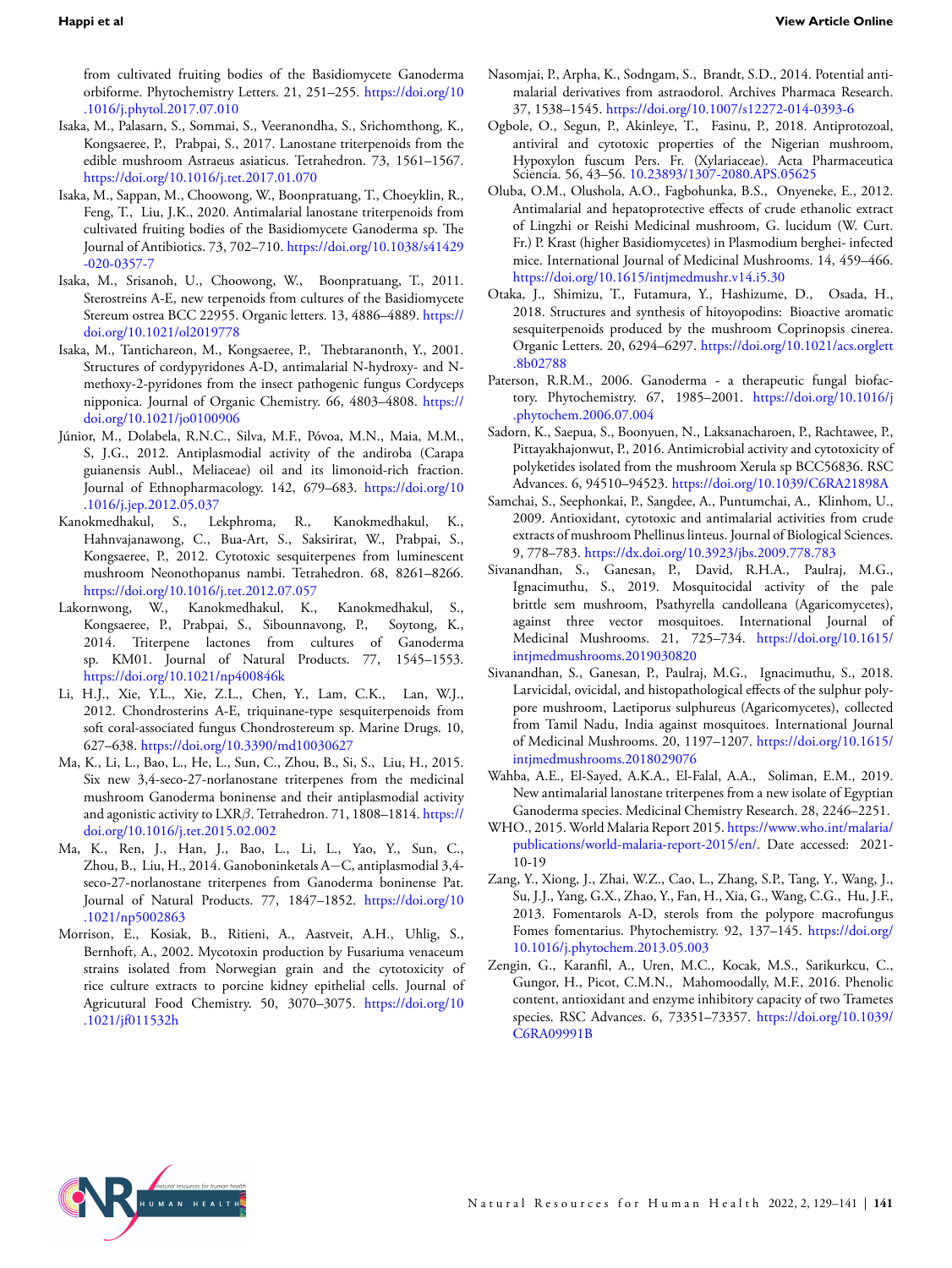from cultivated fruiting bodies of the Basidiomycete Ganoderma orbiforme. Phytochemistry Letters. 21, 251–255. https://doi.org/10.1016/j.phytol.2017.07.010

Isaka, M., Palasarn, S., Sommai, S., Veeranondha, S., Srichomthong, K., Kongsaeree, P., Prabpai, S., 2017. Lanostane triterpenoids from the edible mushroom Astraeus asiaticus. Tetrahedron. 73, 1561–1567. https://doi.org/10.1016/j.tet.2017.01.070

Isaka, M., Sappan, M., Choowong, W., Boonpratuang, T., Choeyklin, R., Feng, T., Liu, J.K., 2020. Antimalarial lanostane triterpenoids from cultivated fruiting bodies of the Basidiomycete Ganoderma sp. The Journal of Antibiotics. 73, 702–710. https://doi.org/10.1038/s41429-020-0357-7

Isaka, M., Srisanoh, U., Choowong, W., Boonpratuang, T., 2011. Sterostreins A-E, new terpenoids from cultures of the Basidiomycete Stereum ostrea BCC 22955. Organic letters. 13, 4886–4889. https://doi.org/10.1021/ol2019778

Isaka, M., Tanticharoen, M., Kongsaeree, P., Thebtaranonth, Y., 2001. Structures of cordypyridones A-D, antimalarial N-hydroxy- and N-methoxy-2-pyridones from the insect pathogenic fungus Cordyceps nipponica. Journal of Organic Chemistry. 66, 4803–4808. https://doi.org/10.1021/jo0100906

Júnior, M., Dolabela, R.N.C., Silva, M.F., Póvoa, M.N., Maia, M.M., S, J.G., 2012. Antiplasmodial activity of the andiroba (Carapa guianensis Aubl., Meliaceae) oil and its limonoid-rich fraction. Journal of Ethnopharmacology. 142, 679–683. https://doi.org/10.1016/j.jep.2012.05.037

Kanokmedhakul, S., Lekphroma, R., Kanokmedhakul, K., Hahnvajanawong, C., Bua-Art, S., Saksirirat, W., Prabpai, S., Kongsaeree, P., 2012. Cytotoxic sesquiterpenes from luminescent mushroom Neonothopanus nambi. Tetrahedron. 68, 8261–8266. https://doi.org/10.1016/j.tet.2012.07.057

Lakornwong, W., Kanokmedhakul, K., Kanokmedhakul, S., Kongsaeree, P., Prabpai, S., Sibounnavong, P., Soytong, K., 2014. Triterpene lactones from cultures of Ganoderma sp. KM01. Journal of Natural Products. 77, 1545–1553. https://doi.org/10.1021/np400846k

Li, H.J., Xie, Y.L., Xie, Z.L., Chen, Y., Lam, C.K., Lan, W.J., 2012. Chondrosterins A-E, triquinane-type sesquiterpenoids from soft coral-associated fungus Chondrostereum sp. Marine Drugs. 10, 627–638. https://doi.org/10.3390/md10030627

Ma, K., Li, L., Bao, L., He, L., Sun, C., Zhou, B., Si, S., Liu, H., 2015. Six new 3,4-seco-27-norlanostane triterpenes from the medicinal mushroom Ganoderma boninense and their antiplasmodial activity and agonistic activity to LXR$\beta$. Tetrahedron. 71, 1808–1814. https://doi.org/10.1016/j.tet.2015.02.002

Ma, K., Ren, J., Han, J., Bao, L., Li, L., Yao, Y., Sun, C., Zhou, B., Liu, H., 2014. Ganoboninketals A−C, antiplasmodial 3,4-seco-27-norlanostane triterpenes from Ganoderma boninense Pat. Journal of Natural Products. 77, 1847–1852. https://doi.org/10.1021/np5002863

Morrison, E., Kosiak, B., Ritieni, A., Aastveit, A.H., Uhlig, S., Bernhoft, A., 2002. Mycotoxin production by Fusarium venaceum strains isolated from Norwegian grain and the cytotoxicity of rice culture extracts to porcine kidney epithelial cells. Journal of Agricutural Food Chemistry. 50, 3070–3075. https://doi.org/10.1021/jf011532h

Nasomjai, P., Arpha, K., Sodngam, S., Brandt, S.D., 2014. Potential antimalarial derivatives from astraodorol. Archives Pharmaca Research. 37, 1538–1545. https://doi.org/10.1007/s12272-014-0393-6

Ogbole, O., Segun, P., Akinleye, T., Fasinu, P., 2018. Antiprotozoal, antiviral and cytotoxic properties of the Nigerian mushroom, Hypoxylon fuscum Pers. Fr. (Xylariaceae). Acta Pharmaceutica Sciencia. 56, 43–56. 10.23893/1307-2080.APS.05625

Oluba, O.M., Olushola, A.O., Fagbohunka, B.S., Onyeneke, E., 2012. Antimalarial and hepatoprotective effects of crude ethanolic extract of Lingzhi or Reishi Medicinal mushroom, G. lucidum (W. Curt. Fr.) P. Krast (higher Basidiomycetes) in Plasmodium berghei- infected mice. International Journal of Medicinal Mushrooms. 14, 459–466. https://doi.org/10.1615/intjmedmushr.v14.i5.30

Otaka, J., Shimizu, T., Futamura, Y., Hashizume, D., Osada, H., 2018. Structures and synthesis of hitoyopodins: Bioactive aromatic sesquiterpenoids produced by the mushroom Coprinopsis cinerea. Organic Letters. 20, 6294–6297. https://doi.org/10.1021/acs.orglett.8b02788

Paterson, R.R.M., 2006. Ganoderma - a therapeutic fungal biofactory. Phytochemistry. 67, 1985–2001. https://doi.org/10.1016/j.phytochem.2006.07.004

Sadorn, K., Saepua, S., Boonyuen, N., Laksanacharoen, P., Rachtawee, P., Pittayakhajonwut, P., 2016. Antimicrobial activity and cytotoxicity of polyketides isolated from the mushroom Xerula sp BCC56836. RSC Advances. 6, 94510–94523. https://doi.org/10.1039/C6RA21898A

Samchai, S., Seephonkai, P., Sangdee, A., Puntumchai, A., Klinhom, U., 2009. Antioxidant, cytotoxic and antimalarial activities from crude extracts of mushroom Phellinus linteus. Journal of Biological Sciences. 9, 778–783. https://dx.doi.org/10.3923/jbs.2009.778.783

Sivanandhan, S., Ganesan, P., David, R.H.A., Paulraj, M.G., Ignacimuthu, S., 2019. Mosquitocidal activity of the pale brittle sem mushroom, Psathyrella candolleana (Agaricomycetes), against three vector mosquitoes. International Journal of Medicinal Mushrooms. 21, 725–734. https://doi.org/10.1615/intjmedmushrooms.2019030820

Sivanandhan, S., Ganesan, P., Paulraj, M.G., Ignacimuthu, S., 2018. Larvicidal, ovicidal, and histopathological effects of the sulphur polypore mushroom, Laetiporus sulphureus (Agaricomycetes), collected from Tamil Nadu, India against mosquitoes. International Journal of Medicinal Mushrooms. 20, 1197–1207. https://doi.org/10.1615/intjmedmushrooms.2018029076

Wahba, A.E., El-Sayed, A.K.A., El-Falal, A.A., Soliman, E.M., 2019. New antimalarial lanostane triterpenes from a new isolate of Egyptian Ganoderma species. Medicinal Chemistry Research. 28, 2246–2251.

WHO., 2015. World Malaria Report 2015. https://www.who.int/malaria/publications/world-malaria-report-2015/en/. Date accessed: 2021-10-19

Zang, Y., Xiong, J., Zhai, W.Z., Cao, L., Zhang, S.P., Tang, Y., Wang, J., Su, J.J., Yang, G.X., Zhao, Y., Fan, H., Xia, G., Wang, C.G., Hu, J.F., 2013. Fomentarols A-D, sterols from the polypore macrofungus Fomes fomentarius. Phytochemistry. 92, 137–145. https://doi.org/10.1016/j.phytochem.2013.05.003

Zengin, G., Karanfil, A., Uren, M.C., Kocak, M.S., Sarikurkcu, C., Gungor, H., Picot, C.M.N., Mahomoodally, M.F., 2016. Phenolic content, antioxidant and enzyme inhibitory capacity of two Trametes species. RSC Advances. 6, 73351–73357. https://doi.org/10.1039/C6RA09991B